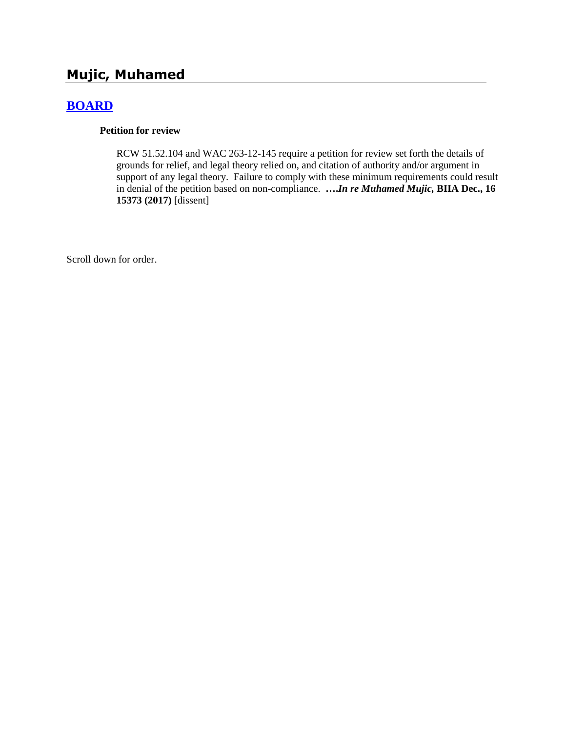# Mujic, Muhamed

## [BOARD]

### Petition for review

RCW 51.52.104 and WAC 263-12-145 require a petition for review set forth the details of grounds for relief, and legal theory relied on, and citation of authority and/or argument in support of any legal theory. Failure to comply with these minimum requirements could result in denial of the petition based on non-compliance. **….*In re Muhamed Mujic,* BIIA Dec., 16 15373 (2017)** [dissent]

Scroll down for order.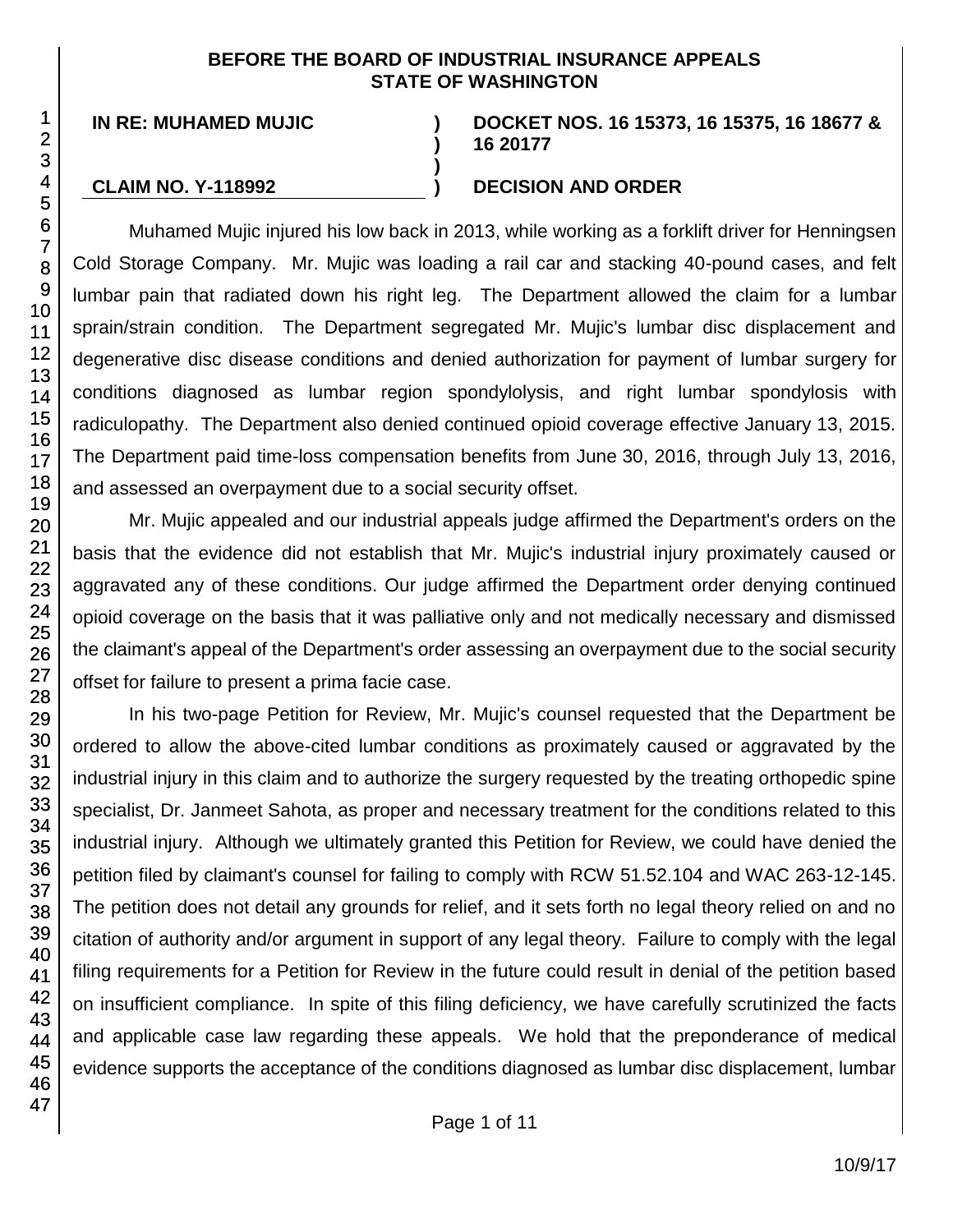**BEFORE THE BOARD OF INDUSTRIAL INSURANCE APPEALS**
**STATE OF WASHINGTON**

| | | |
|---|---|---|
| **IN RE: MUHAMED MUJIC** | **)** | **DOCKET NOS. 16 15373, 16 15375, 16 18677 & 16 20177** |
| | **)** | |
| | **)** | |
| **CLAIM NO. Y-118992** | **)** | **DECISION AND ORDER** |

Muhamed Mujic injured his low back in 2013, while working as a forklift driver for Henningsen Cold Storage Company. Mr. Mujic was loading a rail car and stacking 40-pound cases, and felt lumbar pain that radiated down his right leg. The Department allowed the claim for a lumbar sprain/strain condition. The Department segregated Mr. Mujic's lumbar disc displacement and degenerative disc disease conditions and denied authorization for payment of lumbar surgery for conditions diagnosed as lumbar region spondylolysis, and right lumbar spondylosis with radiculopathy. The Department also denied continued opioid coverage effective January 13, 2015. The Department paid time-loss compensation benefits from June 30, 2016, through July 13, 2016, and assessed an overpayment due to a social security offset.

Mr. Mujic appealed and our industrial appeals judge affirmed the Department's orders on the basis that the evidence did not establish that Mr. Mujic's industrial injury proximately caused or aggravated any of these conditions. Our judge affirmed the Department order denying continued opioid coverage on the basis that it was palliative only and not medically necessary and dismissed the claimant's appeal of the Department's order assessing an overpayment due to the social security offset for failure to present a prima facie case.

In his two-page Petition for Review, Mr. Mujic's counsel requested that the Department be ordered to allow the above-cited lumbar conditions as proximately caused or aggravated by the industrial injury in this claim and to authorize the surgery requested by the treating orthopedic spine specialist, Dr. Janmeet Sahota, as proper and necessary treatment for the conditions related to this industrial injury. Although we ultimately granted this Petition for Review, we could have denied the petition filed by claimant's counsel for failing to comply with RCW 51.52.104 and WAC 263-12-145. The petition does not detail any grounds for relief, and it sets forth no legal theory relied on and no citation of authority and/or argument in support of any legal theory. Failure to comply with the legal filing requirements for a Petition for Review in the future could result in denial of the petition based on insufficient compliance. In spite of this filing deficiency, we have carefully scrutinized the facts and applicable case law regarding these appeals. We hold that the preponderance of medical evidence supports the acceptance of the conditions diagnosed as lumbar disc displacement, lumbar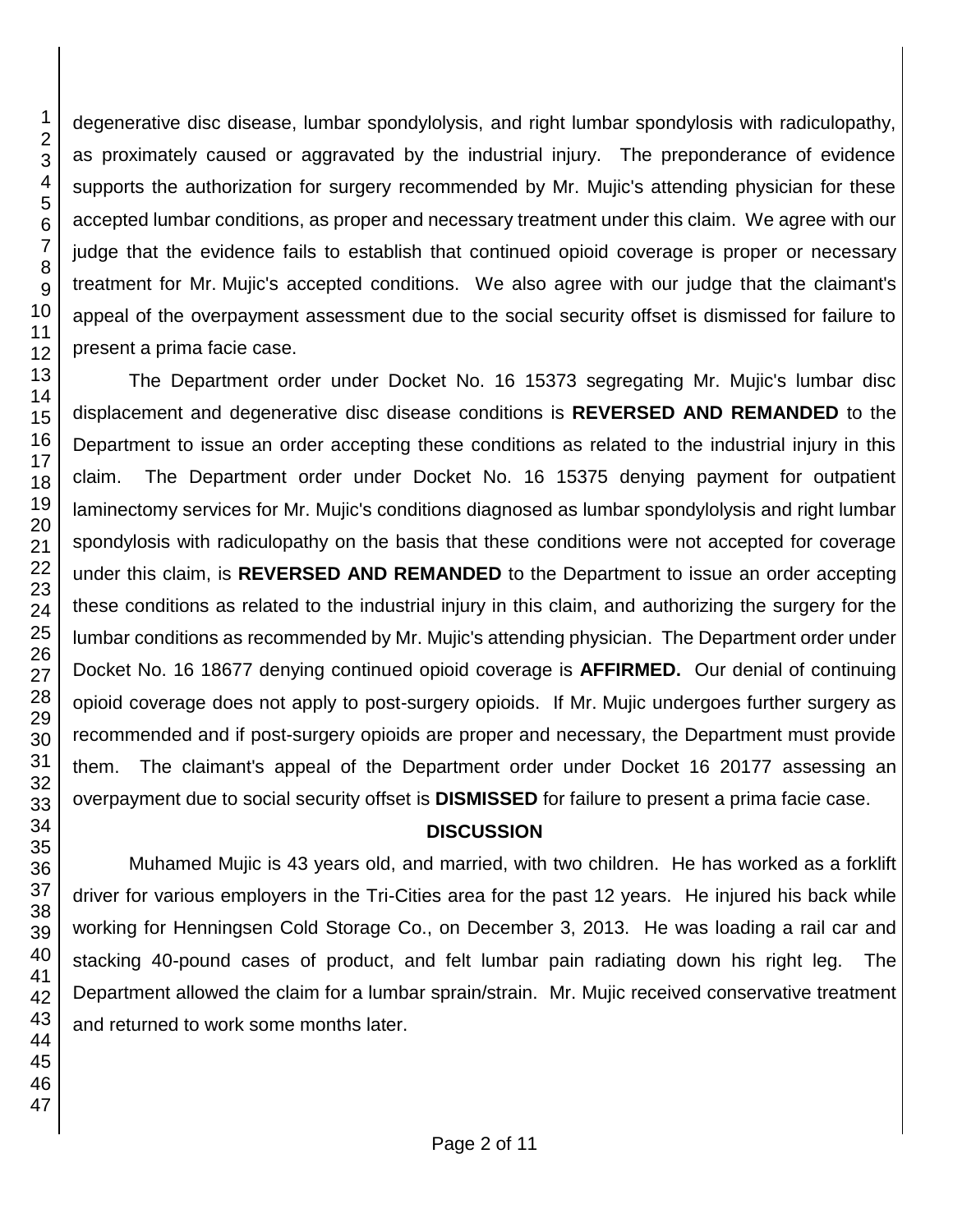degenerative disc disease, lumbar spondylolysis, and right lumbar spondylosis with radiculopathy, as proximately caused or aggravated by the industrial injury. The preponderance of evidence supports the authorization for surgery recommended by Mr. Mujic's attending physician for these accepted lumbar conditions, as proper and necessary treatment under this claim. We agree with our judge that the evidence fails to establish that continued opioid coverage is proper or necessary treatment for Mr. Mujic's accepted conditions. We also agree with our judge that the claimant's appeal of the overpayment assessment due to the social security offset is dismissed for failure to present a prima facie case.

The Department order under Docket No. 16 15373 segregating Mr. Mujic's lumbar disc displacement and degenerative disc disease conditions is **REVERSED AND REMANDED** to the Department to issue an order accepting these conditions as related to the industrial injury in this claim. The Department order under Docket No. 16 15375 denying payment for outpatient laminectomy services for Mr. Mujic's conditions diagnosed as lumbar spondylolysis and right lumbar spondylosis with radiculopathy on the basis that these conditions were not accepted for coverage under this claim, is **REVERSED AND REMANDED** to the Department to issue an order accepting these conditions as related to the industrial injury in this claim, and authorizing the surgery for the lumbar conditions as recommended by Mr. Mujic's attending physician. The Department order under Docket No. 16 18677 denying continued opioid coverage is **AFFIRMED.** Our denial of continuing opioid coverage does not apply to post-surgery opioids. If Mr. Mujic undergoes further surgery as recommended and if post-surgery opioids are proper and necessary, the Department must provide them. The claimant's appeal of the Department order under Docket 16 20177 assessing an overpayment due to social security offset is **DISMISSED** for failure to present a prima facie case.

## DISCUSSION

Muhamed Mujic is 43 years old, and married, with two children. He has worked as a forklift driver for various employers in the Tri-Cities area for the past 12 years. He injured his back while working for Henningsen Cold Storage Co., on December 3, 2013. He was loading a rail car and stacking 40-pound cases of product, and felt lumbar pain radiating down his right leg. The Department allowed the claim for a lumbar sprain/strain. Mr. Mujic received conservative treatment and returned to work some months later.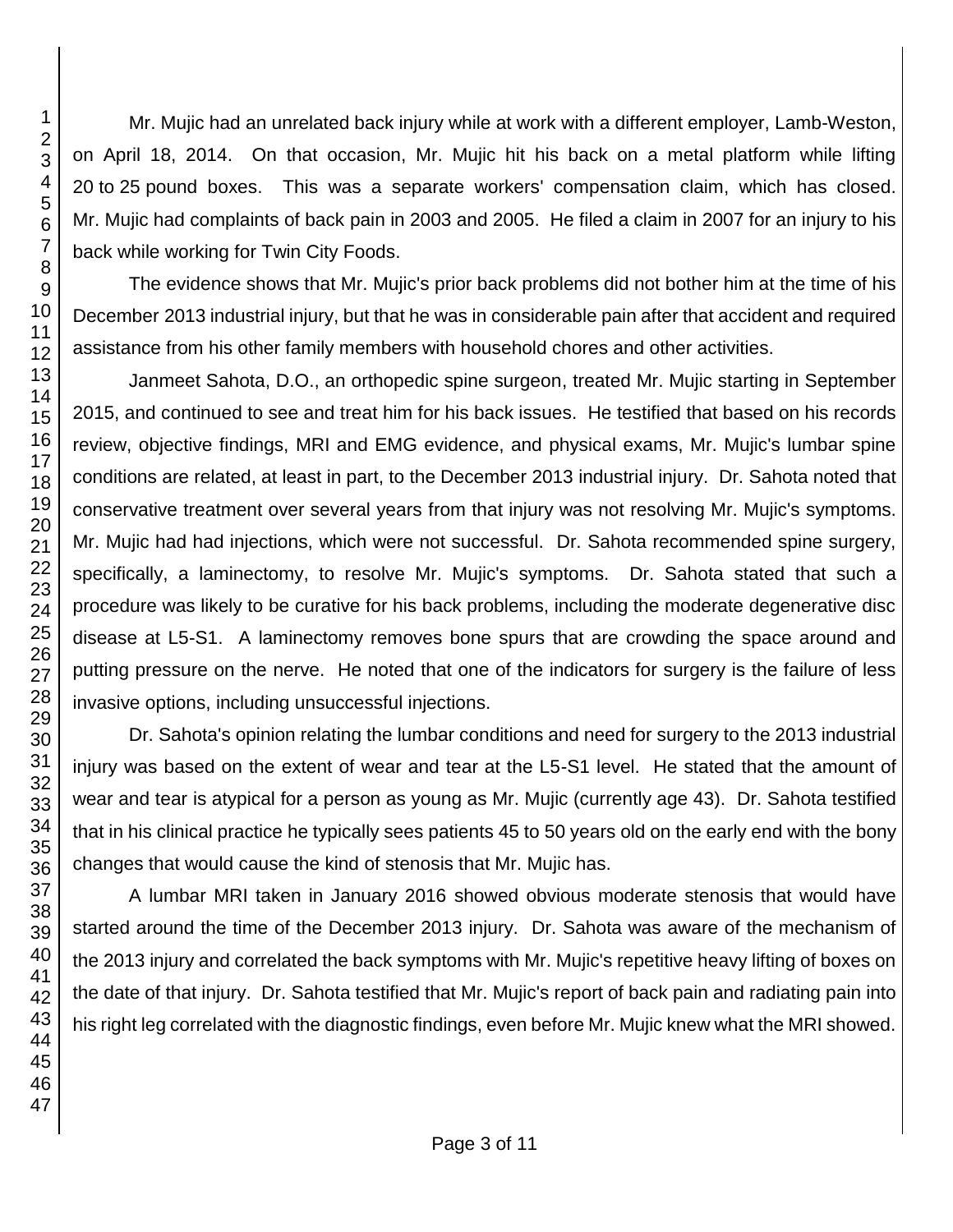Mr. Mujic had an unrelated back injury while at work with a different employer, Lamb-Weston, on April 18, 2014. On that occasion, Mr. Mujic hit his back on a metal platform while lifting 20 to 25 pound boxes. This was a separate workers' compensation claim, which has closed. Mr. Mujic had complaints of back pain in 2003 and 2005. He filed a claim in 2007 for an injury to his back while working for Twin City Foods.

The evidence shows that Mr. Mujic's prior back problems did not bother him at the time of his December 2013 industrial injury, but that he was in considerable pain after that accident and required assistance from his other family members with household chores and other activities.

Janmeet Sahota, D.O., an orthopedic spine surgeon, treated Mr. Mujic starting in September 2015, and continued to see and treat him for his back issues. He testified that based on his records review, objective findings, MRI and EMG evidence, and physical exams, Mr. Mujic's lumbar spine conditions are related, at least in part, to the December 2013 industrial injury. Dr. Sahota noted that conservative treatment over several years from that injury was not resolving Mr. Mujic's symptoms. Mr. Mujic had had injections, which were not successful. Dr. Sahota recommended spine surgery, specifically, a laminectomy, to resolve Mr. Mujic's symptoms. Dr. Sahota stated that such a procedure was likely to be curative for his back problems, including the moderate degenerative disc disease at L5-S1. A laminectomy removes bone spurs that are crowding the space around and putting pressure on the nerve. He noted that one of the indicators for surgery is the failure of less invasive options, including unsuccessful injections.

Dr. Sahota's opinion relating the lumbar conditions and need for surgery to the 2013 industrial injury was based on the extent of wear and tear at the L5-S1 level. He stated that the amount of wear and tear is atypical for a person as young as Mr. Mujic (currently age 43). Dr. Sahota testified that in his clinical practice he typically sees patients 45 to 50 years old on the early end with the bony changes that would cause the kind of stenosis that Mr. Mujic has.

A lumbar MRI taken in January 2016 showed obvious moderate stenosis that would have started around the time of the December 2013 injury. Dr. Sahota was aware of the mechanism of the 2013 injury and correlated the back symptoms with Mr. Mujic's repetitive heavy lifting of boxes on the date of that injury. Dr. Sahota testified that Mr. Mujic's report of back pain and radiating pain into his right leg correlated with the diagnostic findings, even before Mr. Mujic knew what the MRI showed.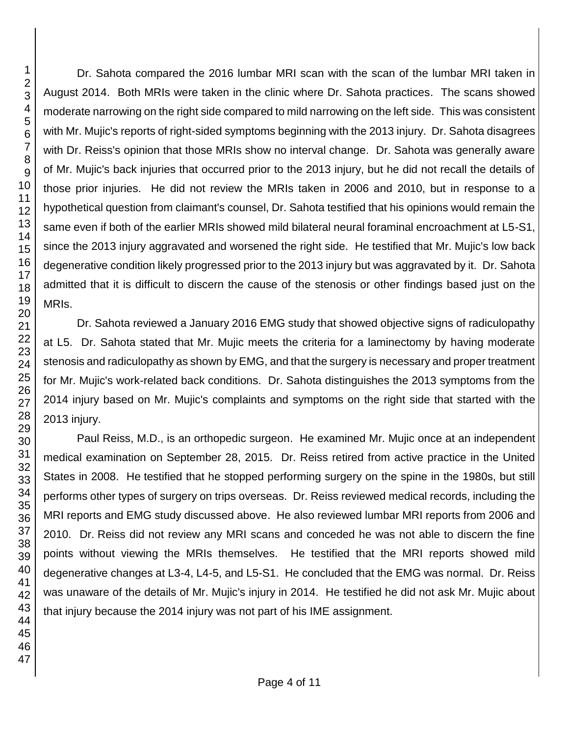Dr. Sahota compared the 2016 lumbar MRI scan with the scan of the lumbar MRI taken in August 2014. Both MRIs were taken in the clinic where Dr. Sahota practices. The scans showed moderate narrowing on the right side compared to mild narrowing on the left side. This was consistent with Mr. Mujic's reports of right-sided symptoms beginning with the 2013 injury. Dr. Sahota disagrees with Dr. Reiss's opinion that those MRIs show no interval change. Dr. Sahota was generally aware of Mr. Mujic's back injuries that occurred prior to the 2013 injury, but he did not recall the details of those prior injuries. He did not review the MRIs taken in 2006 and 2010, but in response to a hypothetical question from claimant's counsel, Dr. Sahota testified that his opinions would remain the same even if both of the earlier MRIs showed mild bilateral neural foraminal encroachment at L5-S1, since the 2013 injury aggravated and worsened the right side. He testified that Mr. Mujic's low back degenerative condition likely progressed prior to the 2013 injury but was aggravated by it. Dr. Sahota admitted that it is difficult to discern the cause of the stenosis or other findings based just on the MRIs.

Dr. Sahota reviewed a January 2016 EMG study that showed objective signs of radiculopathy at L5. Dr. Sahota stated that Mr. Mujic meets the criteria for a laminectomy by having moderate stenosis and radiculopathy as shown by EMG, and that the surgery is necessary and proper treatment for Mr. Mujic's work-related back conditions. Dr. Sahota distinguishes the 2013 symptoms from the 2014 injury based on Mr. Mujic's complaints and symptoms on the right side that started with the 2013 injury.

Paul Reiss, M.D., is an orthopedic surgeon. He examined Mr. Mujic once at an independent medical examination on September 28, 2015. Dr. Reiss retired from active practice in the United States in 2008. He testified that he stopped performing surgery on the spine in the 1980s, but still performs other types of surgery on trips overseas. Dr. Reiss reviewed medical records, including the MRI reports and EMG study discussed above. He also reviewed lumbar MRI reports from 2006 and 2010. Dr. Reiss did not review any MRI scans and conceded he was not able to discern the fine points without viewing the MRIs themselves. He testified that the MRI reports showed mild degenerative changes at L3-4, L4-5, and L5-S1. He concluded that the EMG was normal. Dr. Reiss was unaware of the details of Mr. Mujic's injury in 2014. He testified he did not ask Mr. Mujic about that injury because the 2014 injury was not part of his IME assignment.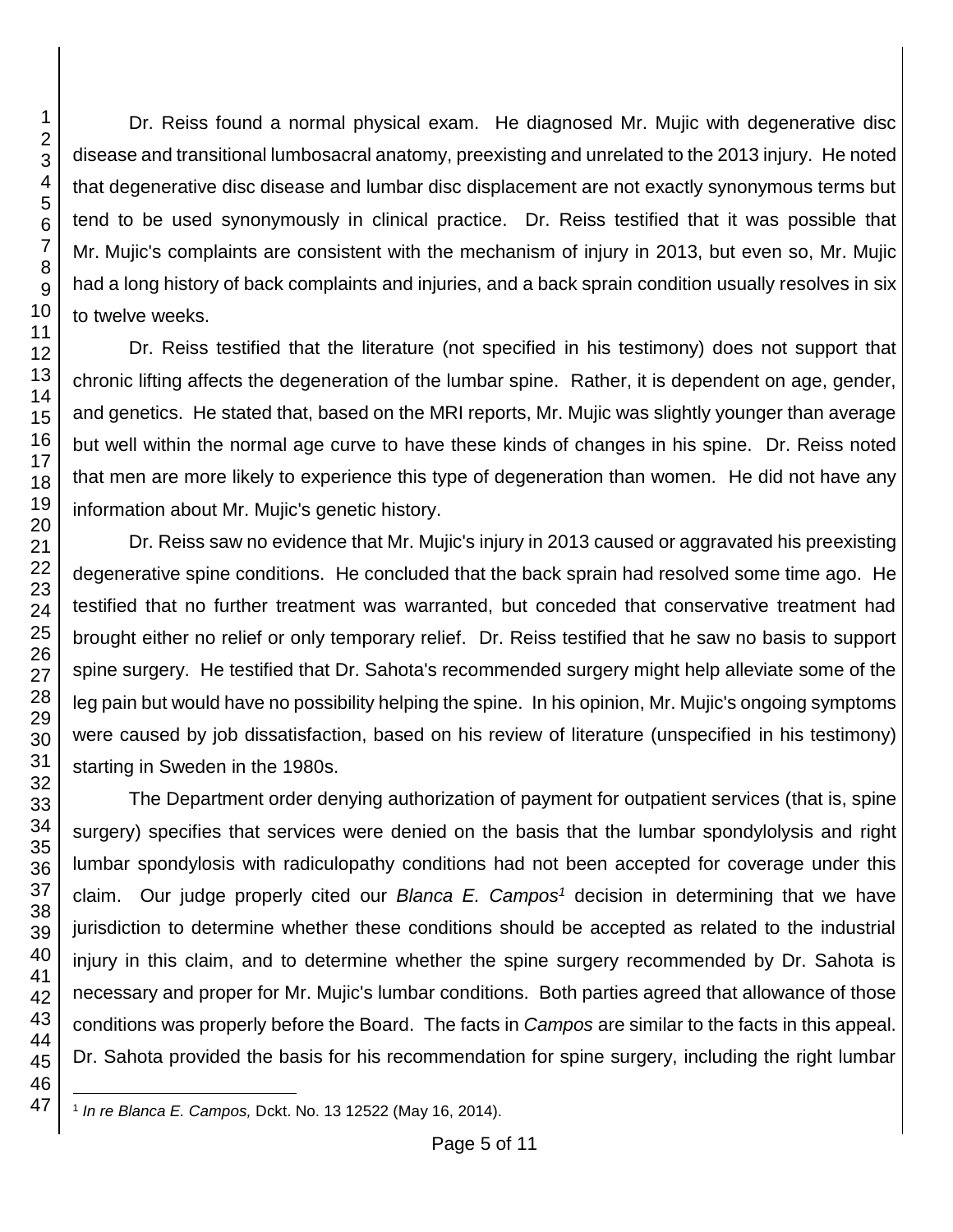Dr. Reiss found a normal physical exam. He diagnosed Mr. Mujic with degenerative disc disease and transitional lumbosacral anatomy, preexisting and unrelated to the 2013 injury. He noted that degenerative disc disease and lumbar disc displacement are not exactly synonymous terms but tend to be used synonymously in clinical practice. Dr. Reiss testified that it was possible that Mr. Mujic's complaints are consistent with the mechanism of injury in 2013, but even so, Mr. Mujic had a long history of back complaints and injuries, and a back sprain condition usually resolves in six to twelve weeks.

Dr. Reiss testified that the literature (not specified in his testimony) does not support that chronic lifting affects the degeneration of the lumbar spine. Rather, it is dependent on age, gender, and genetics. He stated that, based on the MRI reports, Mr. Mujic was slightly younger than average but well within the normal age curve to have these kinds of changes in his spine. Dr. Reiss noted that men are more likely to experience this type of degeneration than women. He did not have any information about Mr. Mujic's genetic history.

Dr. Reiss saw no evidence that Mr. Mujic's injury in 2013 caused or aggravated his preexisting degenerative spine conditions. He concluded that the back sprain had resolved some time ago. He testified that no further treatment was warranted, but conceded that conservative treatment had brought either no relief or only temporary relief. Dr. Reiss testified that he saw no basis to support spine surgery. He testified that Dr. Sahota's recommended surgery might help alleviate some of the leg pain but would have no possibility helping the spine. In his opinion, Mr. Mujic's ongoing symptoms were caused by job dissatisfaction, based on his review of literature (unspecified in his testimony) starting in Sweden in the 1980s.

The Department order denying authorization of payment for outpatient services (that is, spine surgery) specifies that services were denied on the basis that the lumbar spondylolysis and right lumbar spondylosis with radiculopathy conditions had not been accepted for coverage under this claim. Our judge properly cited our *Blanca E. Campos*[1] decision in determining that we have jurisdiction to determine whether these conditions should be accepted as related to the industrial injury in this claim, and to determine whether the spine surgery recommended by Dr. Sahota is necessary and proper for Mr. Mujic's lumbar conditions. Both parties agreed that allowance of those conditions was properly before the Board. The facts in *Campos* are similar to the facts in this appeal. Dr. Sahota provided the basis for his recommendation for spine surgery, including the right lumbar

[1] *In re Blanca E. Campos,* Dckt. No. 13 12522 (May 16, 2014).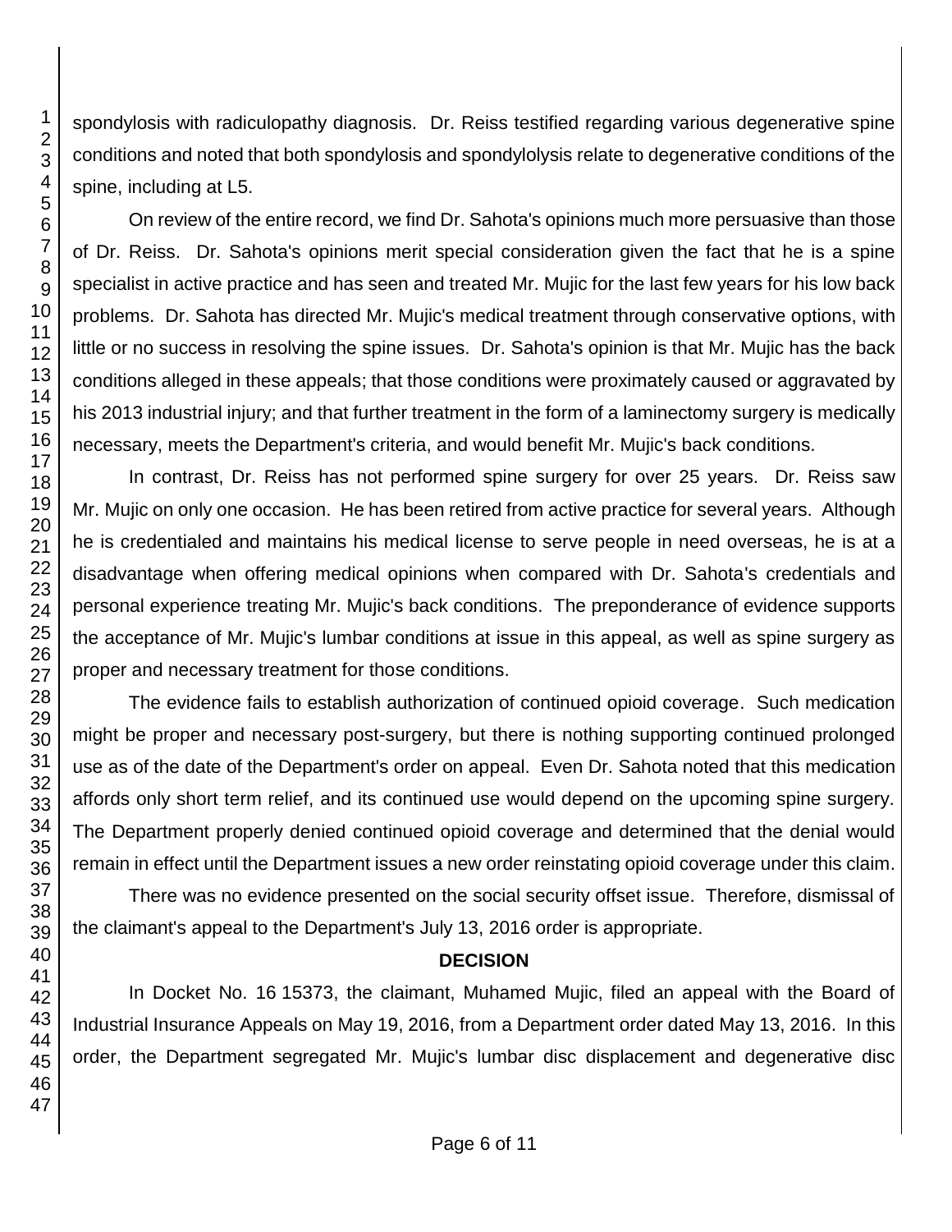spondylosis with radiculopathy diagnosis. Dr. Reiss testified regarding various degenerative spine conditions and noted that both spondylosis and spondylolysis relate to degenerative conditions of the spine, including at L5.

On review of the entire record, we find Dr. Sahota's opinions much more persuasive than those of Dr. Reiss. Dr. Sahota's opinions merit special consideration given the fact that he is a spine specialist in active practice and has seen and treated Mr. Mujic for the last few years for his low back problems. Dr. Sahota has directed Mr. Mujic's medical treatment through conservative options, with little or no success in resolving the spine issues. Dr. Sahota's opinion is that Mr. Mujic has the back conditions alleged in these appeals; that those conditions were proximately caused or aggravated by his 2013 industrial injury; and that further treatment in the form of a laminectomy surgery is medically necessary, meets the Department's criteria, and would benefit Mr. Mujic's back conditions.

In contrast, Dr. Reiss has not performed spine surgery for over 25 years. Dr. Reiss saw Mr. Mujic on only one occasion. He has been retired from active practice for several years. Although he is credentialed and maintains his medical license to serve people in need overseas, he is at a disadvantage when offering medical opinions when compared with Dr. Sahota's credentials and personal experience treating Mr. Mujic's back conditions. The preponderance of evidence supports the acceptance of Mr. Mujic's lumbar conditions at issue in this appeal, as well as spine surgery as proper and necessary treatment for those conditions.

The evidence fails to establish authorization of continued opioid coverage. Such medication might be proper and necessary post-surgery, but there is nothing supporting continued prolonged use as of the date of the Department's order on appeal. Even Dr. Sahota noted that this medication affords only short term relief, and its continued use would depend on the upcoming spine surgery. The Department properly denied continued opioid coverage and determined that the denial would remain in effect until the Department issues a new order reinstating opioid coverage under this claim.

There was no evidence presented on the social security offset issue. Therefore, dismissal of the claimant's appeal to the Department's July 13, 2016 order is appropriate.

**DECISION**

In Docket No. 16 15373, the claimant, Muhamed Mujic, filed an appeal with the Board of Industrial Insurance Appeals on May 19, 2016, from a Department order dated May 13, 2016. In this order, the Department segregated Mr. Mujic's lumbar disc displacement and degenerative disc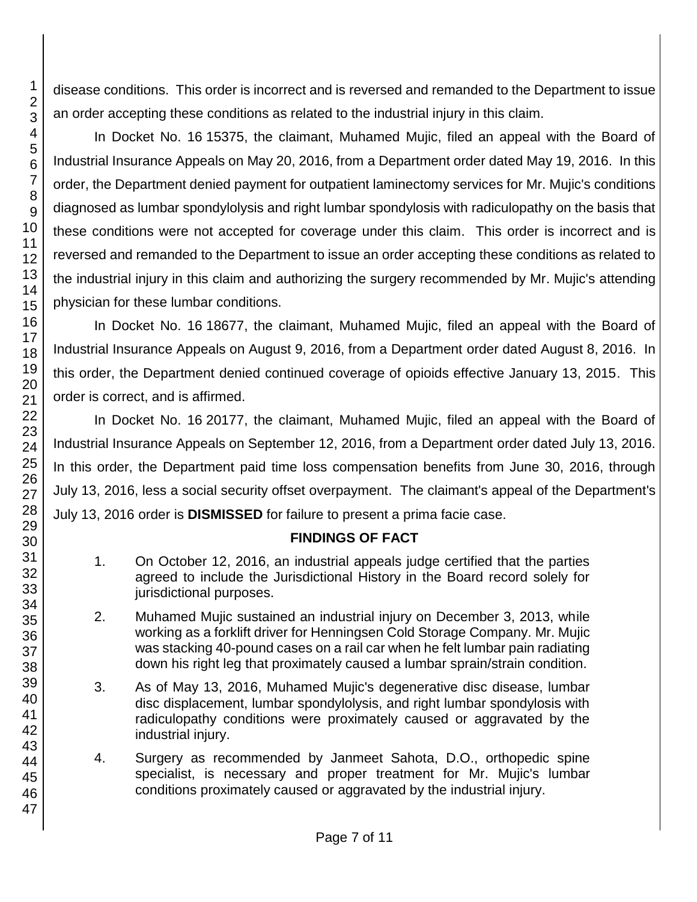disease conditions. This order is incorrect and is reversed and remanded to the Department to issue an order accepting these conditions as related to the industrial injury in this claim.

In Docket No. 16 15375, the claimant, Muhamed Mujic, filed an appeal with the Board of Industrial Insurance Appeals on May 20, 2016, from a Department order dated May 19, 2016. In this order, the Department denied payment for outpatient laminectomy services for Mr. Mujic's conditions diagnosed as lumbar spondylolysis and right lumbar spondylosis with radiculopathy on the basis that these conditions were not accepted for coverage under this claim. This order is incorrect and is reversed and remanded to the Department to issue an order accepting these conditions as related to the industrial injury in this claim and authorizing the surgery recommended by Mr. Mujic's attending physician for these lumbar conditions.

In Docket No. 16 18677, the claimant, Muhamed Mujic, filed an appeal with the Board of Industrial Insurance Appeals on August 9, 2016, from a Department order dated August 8, 2016. In this order, the Department denied continued coverage of opioids effective January 13, 2015. This order is correct, and is affirmed.

In Docket No. 16 20177, the claimant, Muhamed Mujic, filed an appeal with the Board of Industrial Insurance Appeals on September 12, 2016, from a Department order dated July 13, 2016. In this order, the Department paid time loss compensation benefits from June 30, 2016, through July 13, 2016, less a social security offset overpayment. The claimant's appeal of the Department's July 13, 2016 order is **DISMISSED** for failure to present a prima facie case.

## FINDINGS OF FACT

1. On October 12, 2016, an industrial appeals judge certified that the parties agreed to include the Jurisdictional History in the Board record solely for jurisdictional purposes.

2. Muhamed Mujic sustained an industrial injury on December 3, 2013, while working as a forklift driver for Henningsen Cold Storage Company. Mr. Mujic was stacking 40-pound cases on a rail car when he felt lumbar pain radiating down his right leg that proximately caused a lumbar sprain/strain condition.

3. As of May 13, 2016, Muhamed Mujic's degenerative disc disease, lumbar disc displacement, lumbar spondylolysis, and right lumbar spondylosis with radiculopathy conditions were proximately caused or aggravated by the industrial injury.

4. Surgery as recommended by Janmeet Sahota, D.O., orthopedic spine specialist, is necessary and proper treatment for Mr. Mujic's lumbar conditions proximately caused or aggravated by the industrial injury.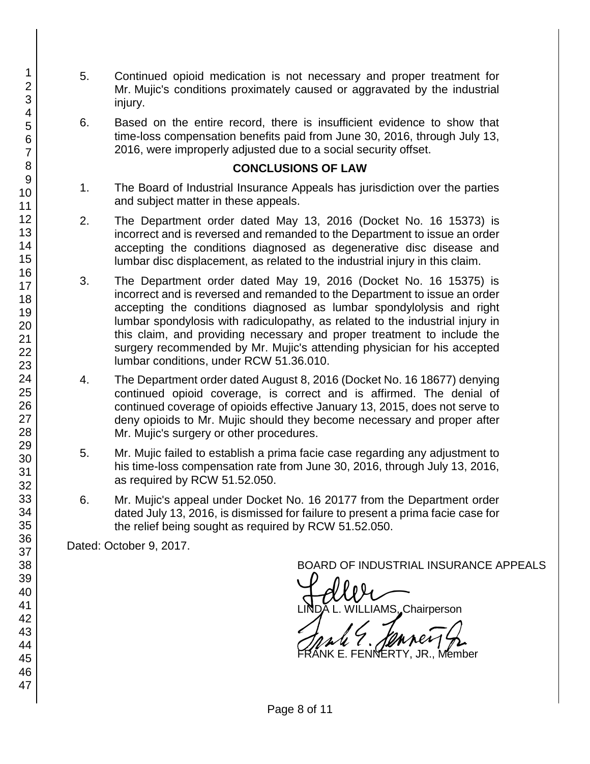5. Continued opioid medication is not necessary and proper treatment for Mr. Mujic's conditions proximately caused or aggravated by the industrial injury.

6. Based on the entire record, there is insufficient evidence to show that time-loss compensation benefits paid from June 30, 2016, through July 13, 2016, were improperly adjusted due to a social security offset.

## CONCLUSIONS OF LAW

1. The Board of Industrial Insurance Appeals has jurisdiction over the parties and subject matter in these appeals.

2. The Department order dated May 13, 2016 (Docket No. 16 15373) is incorrect and is reversed and remanded to the Department to issue an order accepting the conditions diagnosed as degenerative disc disease and lumbar disc displacement, as related to the industrial injury in this claim.

3. The Department order dated May 19, 2016 (Docket No. 16 15375) is incorrect and is reversed and remanded to the Department to issue an order accepting the conditions diagnosed as lumbar spondylolysis and right lumbar spondylosis with radiculopathy, as related to the industrial injury in this claim, and providing necessary and proper treatment to include the surgery recommended by Mr. Mujic's attending physician for his accepted lumbar conditions, under RCW 51.36.010.

4. The Department order dated August 8, 2016 (Docket No. 16 18677) denying continued opioid coverage, is correct and is affirmed. The denial of continued coverage of opioids effective January 13, 2015, does not serve to deny opioids to Mr. Mujic should they become necessary and proper after Mr. Mujic's surgery or other procedures.

5. Mr. Mujic failed to establish a prima facie case regarding any adjustment to his time-loss compensation rate from June 30, 2016, through July 13, 2016, as required by RCW 51.52.050.

6. Mr. Mujic's appeal under Docket No. 16 20177 from the Department order dated July 13, 2016, is dismissed for failure to present a prima facie case for the relief being sought as required by RCW 51.52.050.

Dated: October 9, 2017.

BOARD OF INDUSTRIAL INSURANCE APPEALS

LINDA L. WILLIAMS, Chairperson

FRANK E. FENNERTY, JR., Member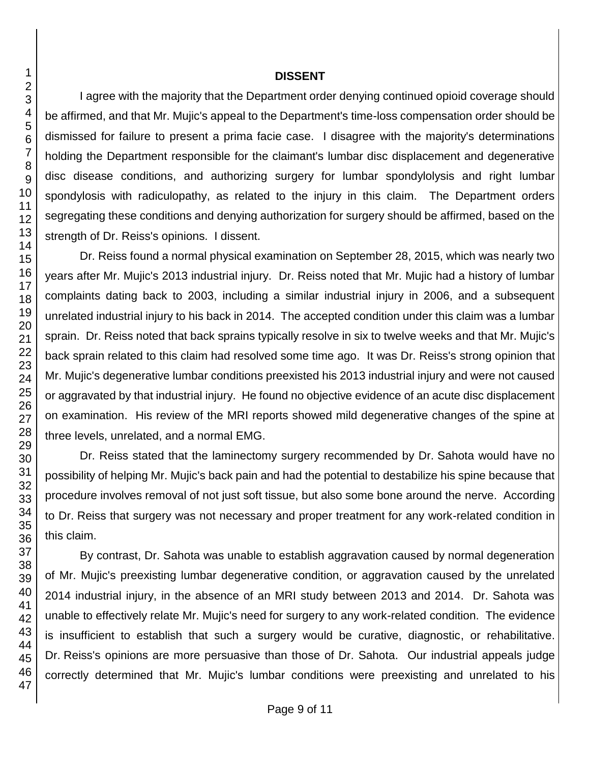**DISSENT**

I agree with the majority that the Department order denying continued opioid coverage should be affirmed, and that Mr. Mujic's appeal to the Department's time-loss compensation order should be dismissed for failure to present a prima facie case. I disagree with the majority's determinations holding the Department responsible for the claimant's lumbar disc displacement and degenerative disc disease conditions, and authorizing surgery for lumbar spondylolysis and right lumbar spondylosis with radiculopathy, as related to the injury in this claim. The Department orders segregating these conditions and denying authorization for surgery should be affirmed, based on the strength of Dr. Reiss's opinions. I dissent.

Dr. Reiss found a normal physical examination on September 28, 2015, which was nearly two years after Mr. Mujic's 2013 industrial injury. Dr. Reiss noted that Mr. Mujic had a history of lumbar complaints dating back to 2003, including a similar industrial injury in 2006, and a subsequent unrelated industrial injury to his back in 2014. The accepted condition under this claim was a lumbar sprain. Dr. Reiss noted that back sprains typically resolve in six to twelve weeks and that Mr. Mujic's back sprain related to this claim had resolved some time ago. It was Dr. Reiss's strong opinion that Mr. Mujic's degenerative lumbar conditions preexisted his 2013 industrial injury and were not caused or aggravated by that industrial injury. He found no objective evidence of an acute disc displacement on examination. His review of the MRI reports showed mild degenerative changes of the spine at three levels, unrelated, and a normal EMG.

Dr. Reiss stated that the laminectomy surgery recommended by Dr. Sahota would have no possibility of helping Mr. Mujic's back pain and had the potential to destabilize his spine because that procedure involves removal of not just soft tissue, but also some bone around the nerve. According to Dr. Reiss that surgery was not necessary and proper treatment for any work-related condition in this claim.

By contrast, Dr. Sahota was unable to establish aggravation caused by normal degeneration of Mr. Mujic's preexisting lumbar degenerative condition, or aggravation caused by the unrelated 2014 industrial injury, in the absence of an MRI study between 2013 and 2014. Dr. Sahota was unable to effectively relate Mr. Mujic's need for surgery to any work-related condition. The evidence is insufficient to establish that such a surgery would be curative, diagnostic, or rehabilitative. Dr. Reiss's opinions are more persuasive than those of Dr. Sahota. Our industrial appeals judge correctly determined that Mr. Mujic's lumbar conditions were preexisting and unrelated to his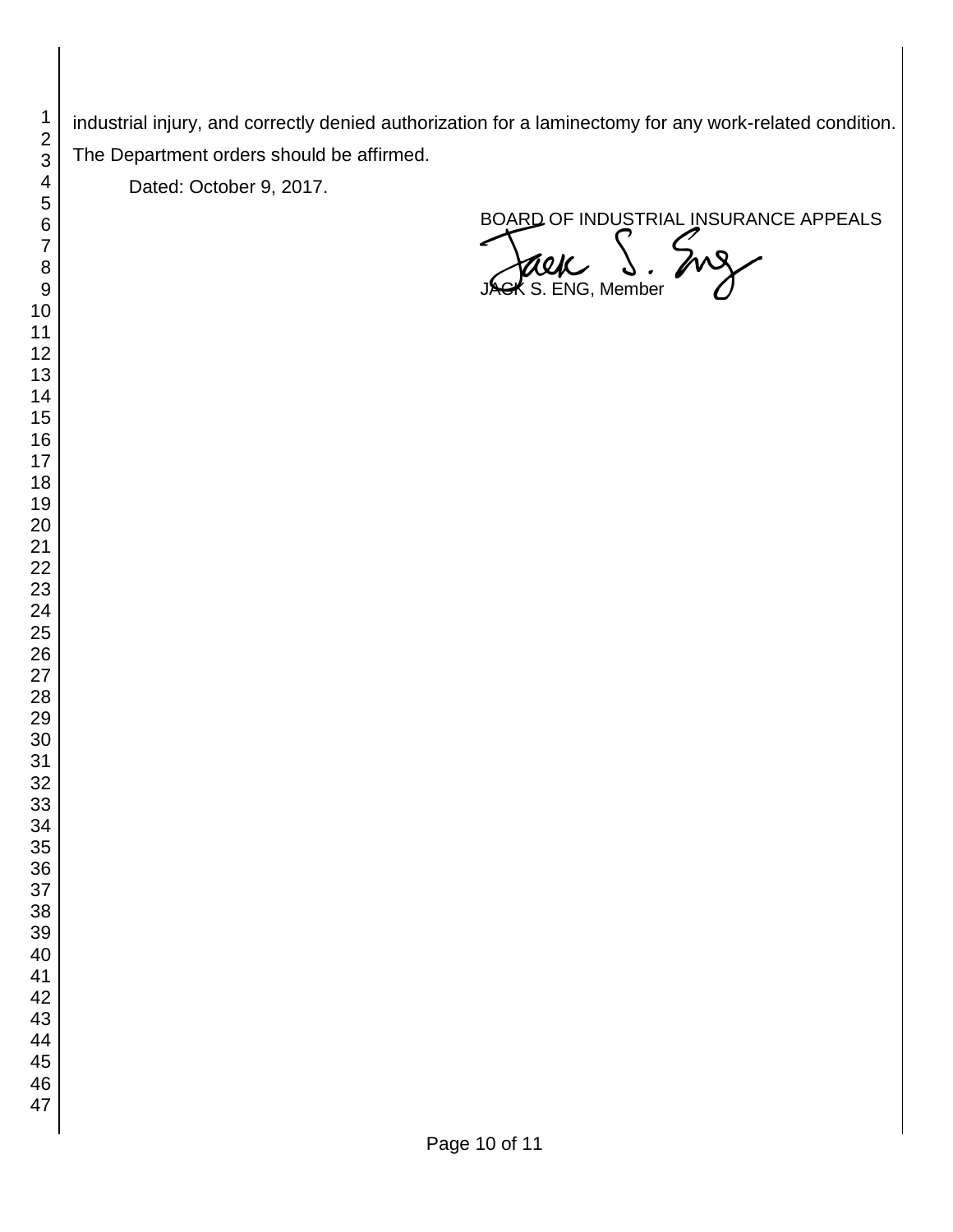industrial injury, and correctly denied authorization for a laminectomy for any work-related condition. The Department orders should be affirmed.

Dated: October 9, 2017.

BOARD OF INDUSTRIAL INSURANCE APPEALS

JACK S. ENG, Member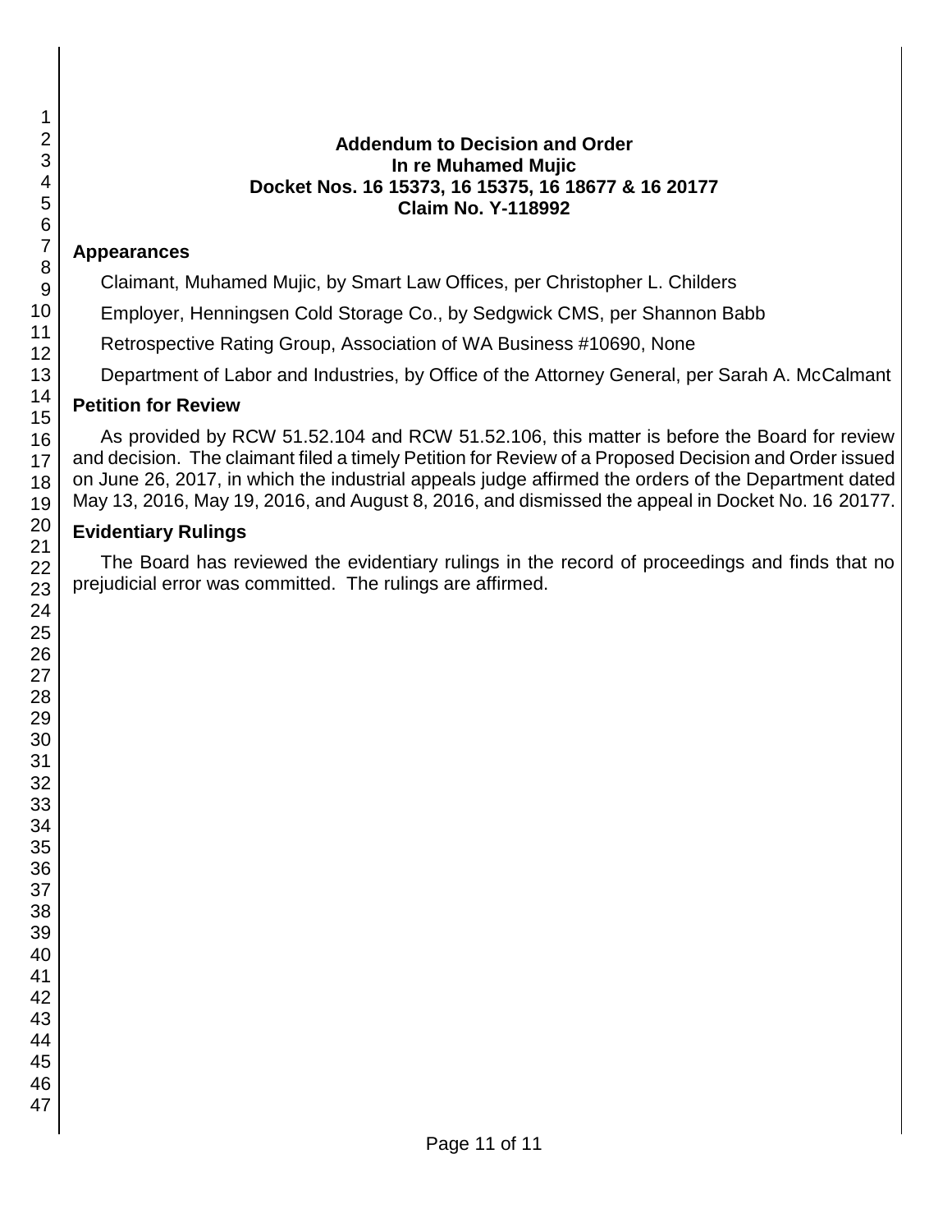**Addendum to Decision and Order**
**In re Muhamed Mujic**
**Docket Nos. 16 15373, 16 15375, 16 18677 & 16 20177**
**Claim No. Y-118992**

## Appearances

Claimant, Muhamed Mujic, by Smart Law Offices, per Christopher L. Childers

Employer, Henningsen Cold Storage Co., by Sedgwick CMS, per Shannon Babb

Retrospective Rating Group, Association of WA Business #10690, None

Department of Labor and Industries, by Office of the Attorney General, per Sarah A. McCalmant

## Petition for Review

As provided by RCW 51.52.104 and RCW 51.52.106, this matter is before the Board for review and decision. The claimant filed a timely Petition for Review of a Proposed Decision and Order issued on June 26, 2017, in which the industrial appeals judge affirmed the orders of the Department dated May 13, 2016, May 19, 2016, and August 8, 2016, and dismissed the appeal in Docket No. 16 20177.

## Evidentiary Rulings

The Board has reviewed the evidentiary rulings in the record of proceedings and finds that no prejudicial error was committed. The rulings are affirmed.